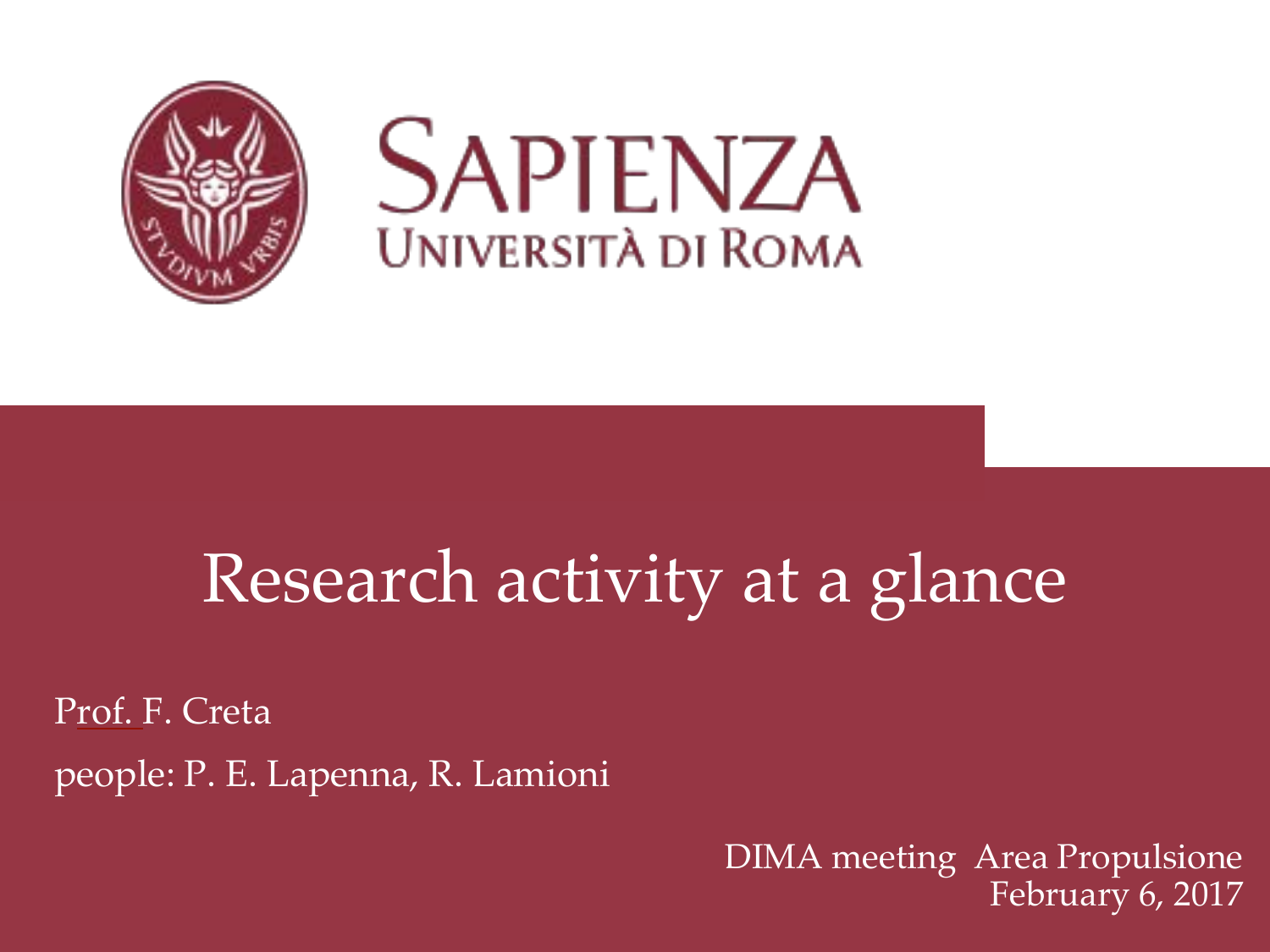SAPIENZA
UNIVERSITÀ DI ROMA

# Research activity at a glance

Prof. F. Creta

people: P. E. Lapenna, R. Lamioni

DIMA meeting Area Propulsione
February 6, 2017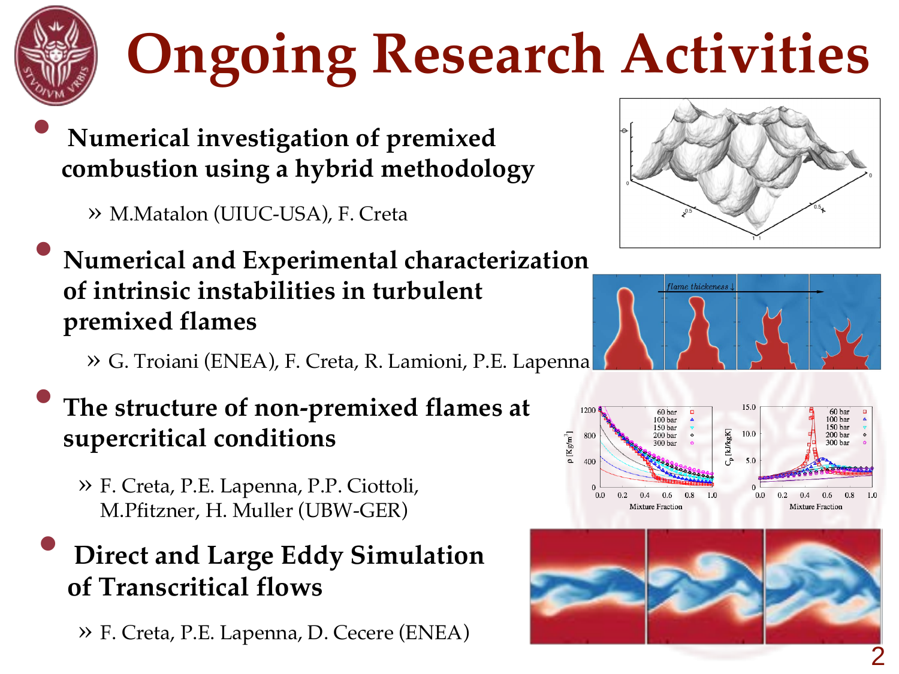# Ongoing Research Activities

- **Numerical investigation of premixed combustion using a hybrid methodology**
  - » M.Matalon (UIUC-USA), F. Creta
- **Numerical and Experimental characterization of intrinsic instabilities in turbulent premixed flames**
  - » G. Troiani (ENEA), F. Creta, R. Lamioni, P.E. Lapenna
- **The structure of non-premixed flames at supercritical conditions**
  - » F. Creta, P.E. Lapenna, P.P. Ciottoli, M.Pfitzner, H. Muller (UBW-GER)
- **Direct and Large Eddy Simulation of Transcritical flows**
  - » F. Creta, P.E. Lapenna, D. Cecere (ENEA)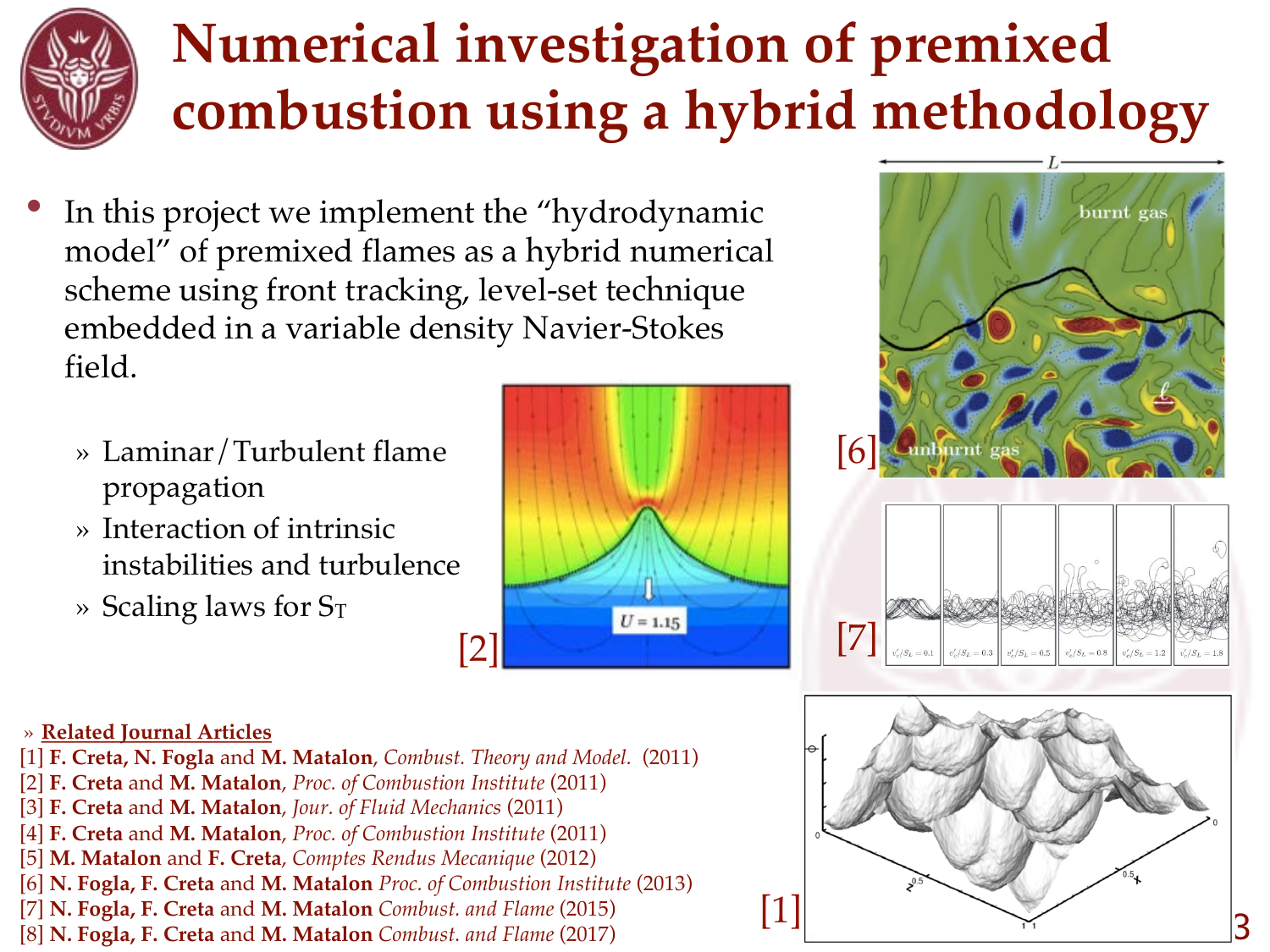# Numerical investigation of premixed combustion using a hybrid methodology

- In this project we implement the “hydrodynamic model” of premixed flames as a hybrid numerical scheme using front tracking, level-set technique embedded in a variable density Navier-Stokes field.
  - » Laminar/Turbulent flame propagation
  - » Interaction of intrinsic instabilities and turbulence
  - » Scaling laws for $S_T$

[2]

[6]

[7]

[1]

» **Related Journal Articles**

[1] **F. Creta, N. Fogla** and **M. Matalon**, *Combust. Theory and Model.* (2011)
[2] **F. Creta** and **M. Matalon**, *Proc. of Combustion Institute* (2011)
[3] **F. Creta** and **M. Matalon**, *Jour. of Fluid Mechanics* (2011)
[4] **F. Creta** and **M. Matalon**, *Proc. of Combustion Institute* (2011)
[5] **M. Matalon** and **F. Creta**, *Comptes Rendus Mecanique* (2012)
[6] **N. Fogla, F. Creta** and **M. Matalon** *Proc. of Combustion Institute* (2013)
[7] **N. Fogla, F. Creta** and **M. Matalon** *Combust. and Flame* (2015)
[8] **N. Fogla, F. Creta** and **M. Matalon** *Combust. and Flame* (2017)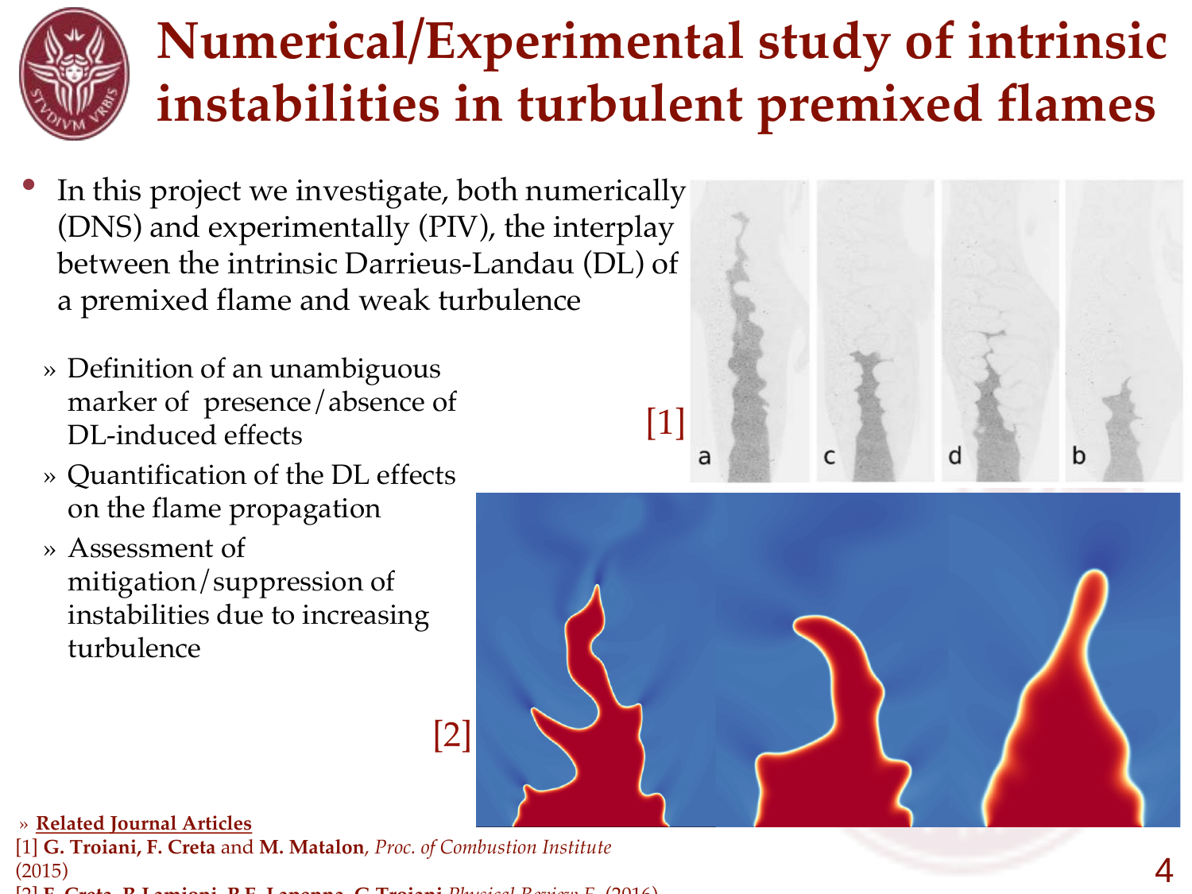# Numerical/Experimental study of intrinsic instabilities in turbulent premixed flames

- In this project we investigate, both numerically (DNS) and experimentally (PIV), the interplay between the intrinsic Darrieus-Landau (DL) of a premixed flame and weak turbulence
  - » Definition of an unambiguous marker of presence/absence of DL-induced effects
  - » Quantification of the DL effects on the flame propagation
  - » Assessment of mitigation/suppression of instabilities due to increasing turbulence

[1]

[2]

» **Related Journal Articles**

[1] **G. Troiani, F. Creta** and **M. Matalon**, *Proc. of Combustion Institute* (2015)

[2] **F. Creta, P. Lapenna, R.E. Lamioni, G. Troiani** *Physical Review E*, (2016)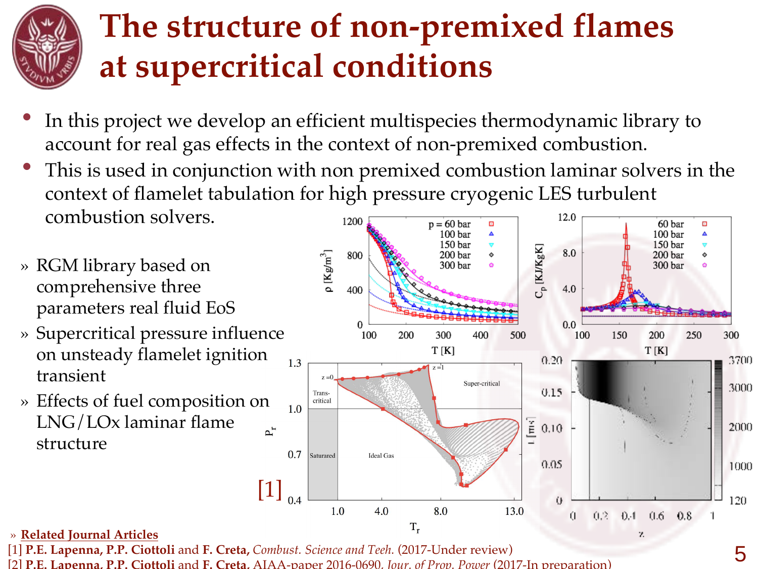# The structure of non-premixed flames at supercritical conditions

- In this project we develop an efficient multispecies thermodynamic library to account for real gas effects in the context of non-premixed combustion.
- This is used in conjunction with non premixed combustion laminar solvers in the context of flamelet tabulation for high pressure cryogenic LES turbulent combustion solvers.

» RGM library based on comprehensive three parameters real fluid EoS

» Supercritical pressure influence on unsteady flamelet ignition transient

» Effects of fuel composition on LNG/LOx laminar flame structure

[1]

» **Related Journal Articles**

[1] **P.E. Lapenna, P.P. Ciottoli** and **F. Creta,** *Combust. Science and Tech.* (2017-Under review)

[2] **P.E. Lapenna, P.P. Ciottoli** and **F. Creta,** AIAA-paper 2016-0690, *Jour. of Prop. Power* (2017-In preparation)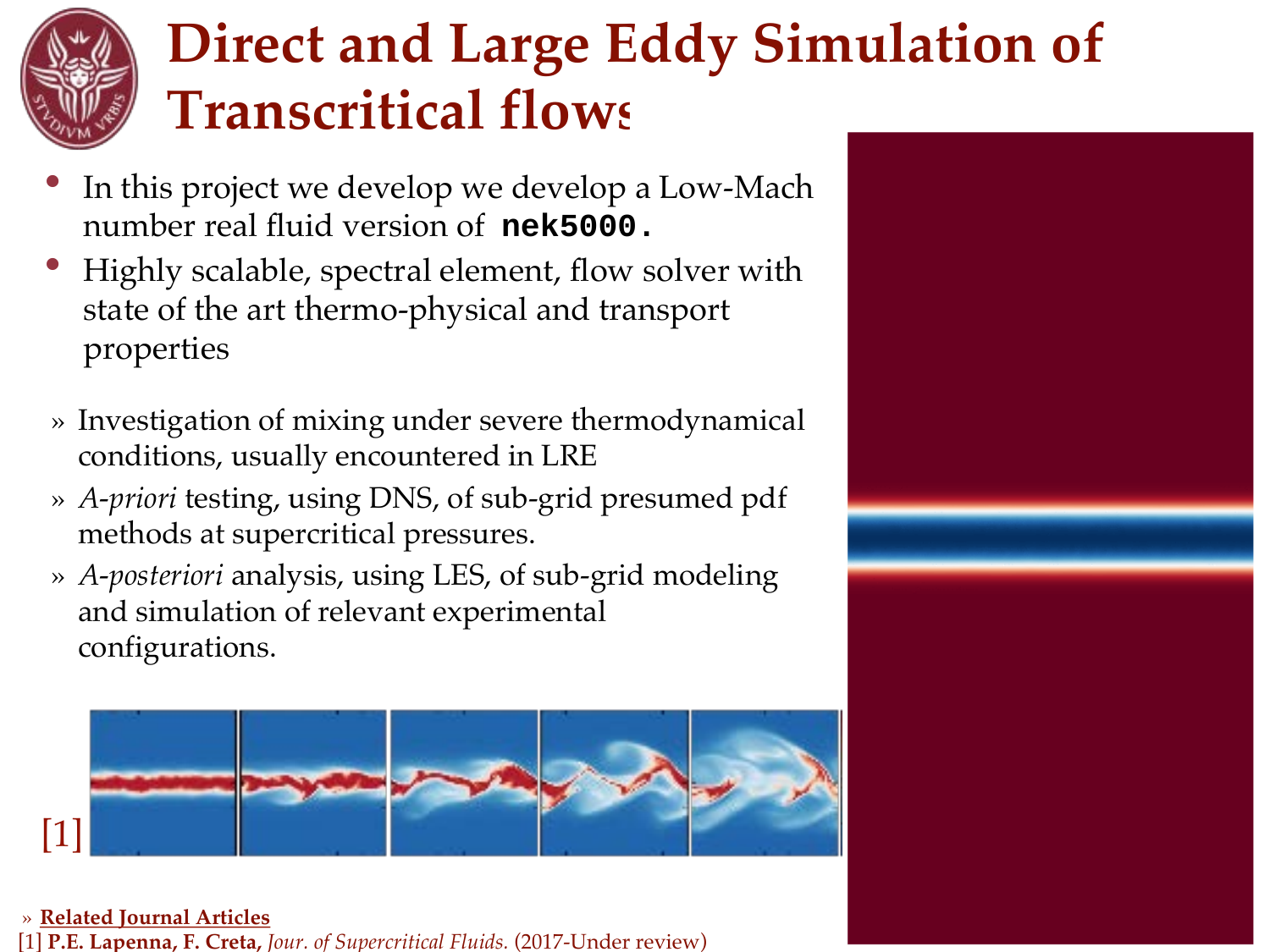# Direct and Large Eddy Simulation of Transcritical flows

- In this project we develop we develop a Low-Mach number real fluid version of **`nek5000.`**
- Highly scalable, spectral element, flow solver with state of the art thermo-physical and transport properties

» Investigation of mixing under severe thermodynamical conditions, usually encountered in LRE

» *A-priori* testing, using DNS, of sub-grid presumed pdf methods at supercritical pressures.

» *A-posteriori* analysis, using LES, of sub-grid modeling and simulation of relevant experimental configurations.

[1]

» **Related Journal Articles**

[1] **P.E. Lapenna, F. Creta,** *Jour. of Supercritical Fluids.* (2017-Under review)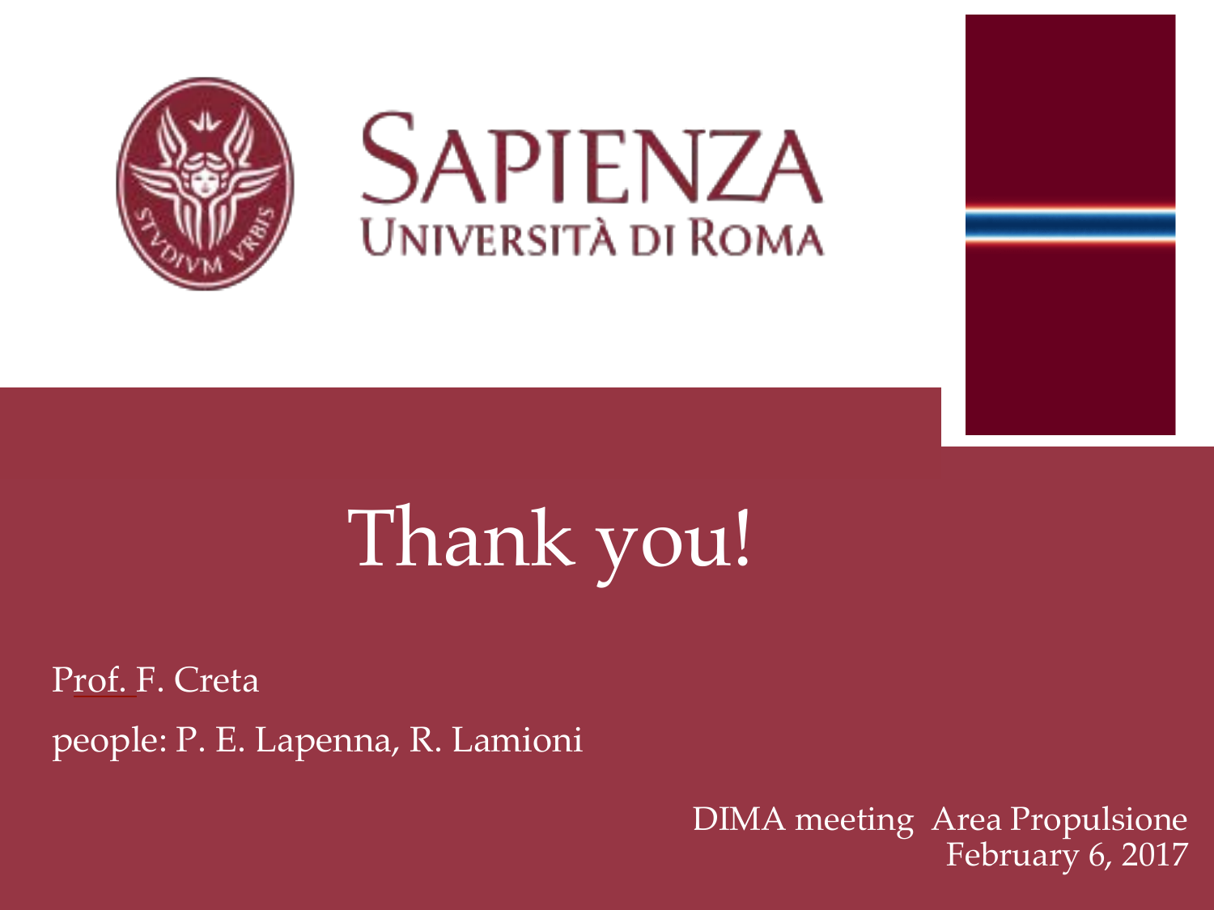SAPIENZA
UNIVERSITÀ DI ROMA

# Thank you!

Prof. F. Creta

people: P. E. Lapenna, R. Lamioni

DIMA meeting  Area Propulsione
February 6, 2017